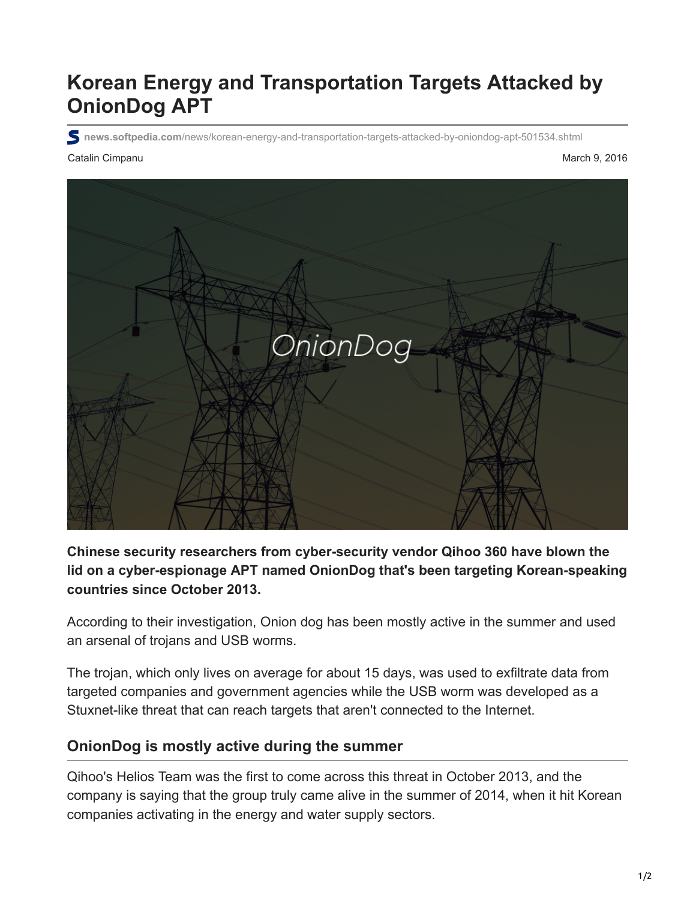# Korean Energy and Transportation Targets Attacked by OnionDog APT

news.softpedia.com/news/korean-energy-and-transportation-targets-attacked-by-oniondog-apt-501534.shtml

Catalin Cimpanu

March 9, 2016

**Chinese security researchers from cyber-security vendor Qihoo 360 have blown the lid on a cyber-espionage APT named OnionDog that's been targeting Korean-speaking countries since October 2013.**

According to their investigation, Onion dog has been mostly active in the summer and used an arsenal of trojans and USB worms.

The trojan, which only lives on average for about 15 days, was used to exfiltrate data from targeted companies and government agencies while the USB worm was developed as a Stuxnet-like threat that can reach targets that aren't connected to the Internet.

## OnionDog is mostly active during the summer

Qihoo's Helios Team was the first to come across this threat in October 2013, and the company is saying that the group truly came alive in the summer of 2014, when it hit Korean companies activating in the energy and water supply sectors.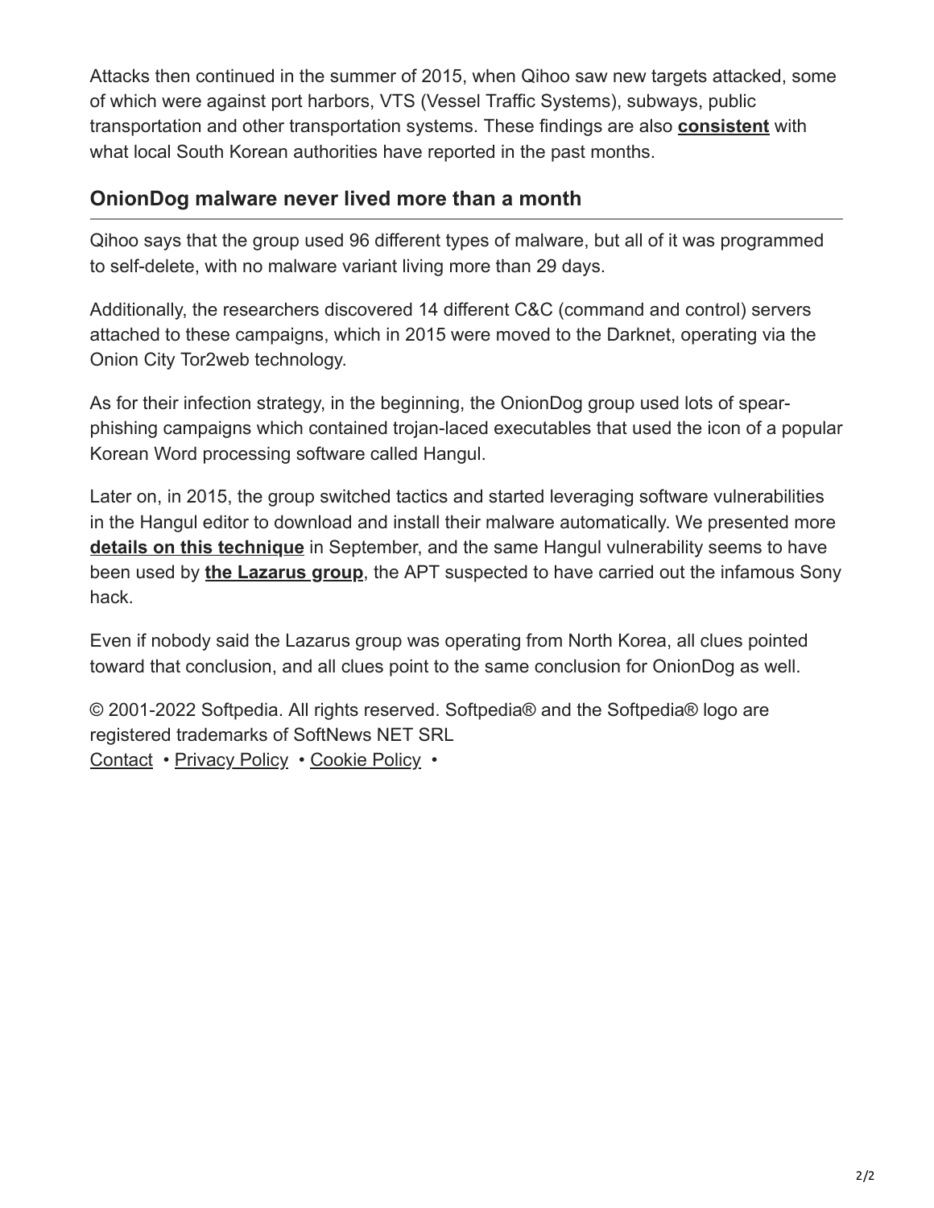Attacks then continued in the summer of 2015, when Qihoo saw new targets attacked, some of which were against port harbors, VTS (Vessel Traffic Systems), subways, public transportation and other transportation systems. These findings are also **consistent** with what local South Korean authorities have reported in the past months.

## OnionDog malware never lived more than a month

Qihoo says that the group used 96 different types of malware, but all of it was programmed to self-delete, with no malware variant living more than 29 days.

Additionally, the researchers discovered 14 different C&C (command and control) servers attached to these campaigns, which in 2015 were moved to the Darknet, operating via the Onion City Tor2web technology.

As for their infection strategy, in the beginning, the OnionDog group used lots of spear-phishing campaigns which contained trojan-laced executables that used the icon of a popular Korean Word processing software called Hangul.

Later on, in 2015, the group switched tactics and started leveraging software vulnerabilities in the Hangul editor to download and install their malware automatically. We presented more **details on this technique** in September, and the same Hangul vulnerability seems to have been used by **the Lazarus group**, the APT suspected to have carried out the infamous Sony hack.

Even if nobody said the Lazarus group was operating from North Korea, all clues pointed toward that conclusion, and all clues point to the same conclusion for OnionDog as well.

© 2001-2022 Softpedia. All rights reserved. Softpedia® and the Softpedia® logo are registered trademarks of SoftNews NET SRL
Contact • Privacy Policy • Cookie Policy •